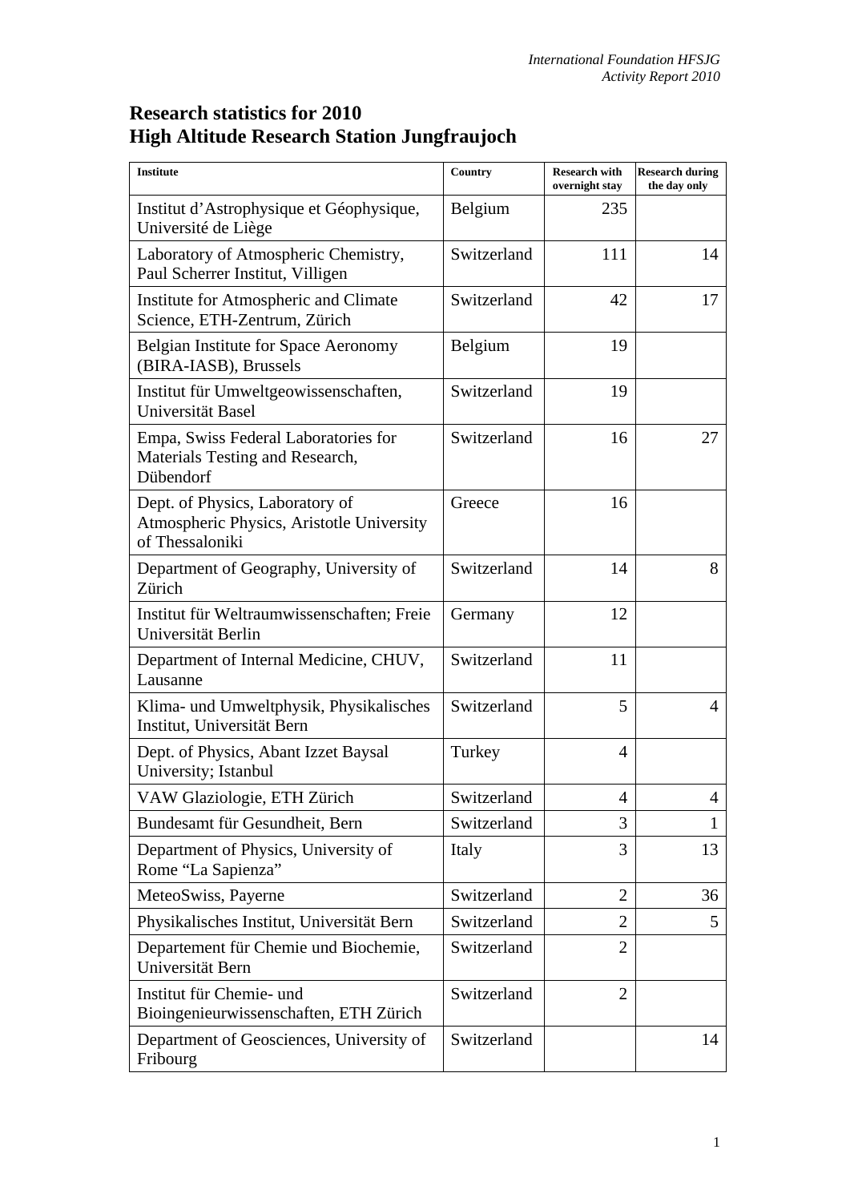# Research statistics for 2010
# High Altitude Research Station Jungfraujoch

| Institute | Country | Research with overnight stay | Research during the day only |
|---|---|---|---|
| Institut d'Astrophysique et Géophysique, Université de Liège | Belgium | 235 | |
| Laboratory of Atmospheric Chemistry, Paul Scherrer Institut, Villigen | Switzerland | 111 | 14 |
| Institute for Atmospheric and Climate Science, ETH-Zentrum, Zürich | Switzerland | 42 | 17 |
| Belgian Institute for Space Aeronomy (BIRA-IASB), Brussels | Belgium | 19 | |
| Institut für Umweltgeowissenschaften, Universität Basel | Switzerland | 19 | |
| Empa, Swiss Federal Laboratories for Materials Testing and Research, Dübendorf | Switzerland | 16 | 27 |
| Dept. of Physics, Laboratory of Atmospheric Physics, Aristotle University of Thessaloniki | Greece | 16 | |
| Department of Geography, University of Zürich | Switzerland | 14 | 8 |
| Institut für Weltraumwissenschaften; Freie Universität Berlin | Germany | 12 | |
| Department of Internal Medicine, CHUV, Lausanne | Switzerland | 11 | |
| Klima- und Umweltphysik, Physikalisches Institut, Universität Bern | Switzerland | 5 | 4 |
| Dept. of Physics, Abant Izzet Baysal University; Istanbul | Turkey | 4 | |
| VAW Glaziologie, ETH Zürich | Switzerland | 4 | 4 |
| Bundesamt für Gesundheit, Bern | Switzerland | 3 | 1 |
| Department of Physics, University of Rome "La Sapienza" | Italy | 3 | 13 |
| MeteoSwiss, Payerne | Switzerland | 2 | 36 |
| Physikalisches Institut, Universität Bern | Switzerland | 2 | 5 |
| Departement für Chemie und Biochemie, Universität Bern | Switzerland | 2 | |
| Institut für Chemie- und Bioingenieurwissenschaften, ETH Zürich | Switzerland | 2 | |
| Department of Geosciences, University of Fribourg | Switzerland | | 14 |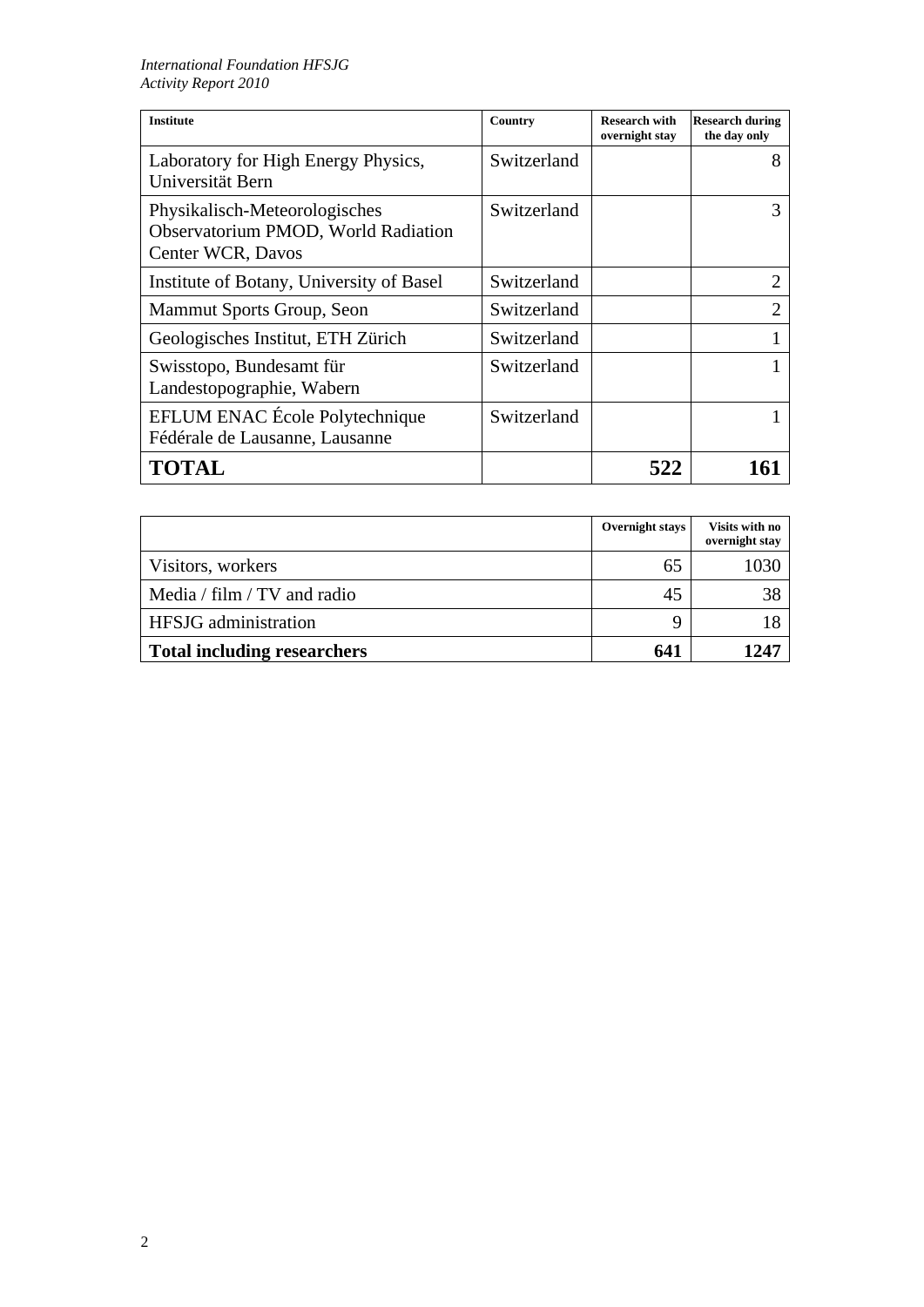| Institute | Country | Research with overnight stay | Research during the day only |
|---|---|---|---|
| Laboratory for High Energy Physics, Universität Bern | Switzerland | | 8 |
| Physikalisch-Meteorologisches Observatorium PMOD, World Radiation Center WCR, Davos | Switzerland | | 3 |
| Institute of Botany, University of Basel | Switzerland | | 2 |
| Mammut Sports Group, Seon | Switzerland | | 2 |
| Geologisches Institut, ETH Zürich | Switzerland | | 1 |
| Swisstopo, Bundesamt für Landestopographie, Wabern | Switzerland | | 1 |
| EFLUM ENAC École Polytechnique Fédérale de Lausanne, Lausanne | Switzerland | | 1 |
| **TOTAL** | | **522** | **161** |

| | Overnight stays | Visits with no overnight stay |
|---|---|---|
| Visitors, workers | 65 | 1030 |
| Media / film / TV and radio | 45 | 38 |
| HFSJG administration | 9 | 18 |
| **Total including researchers** | **641** | **1247** |